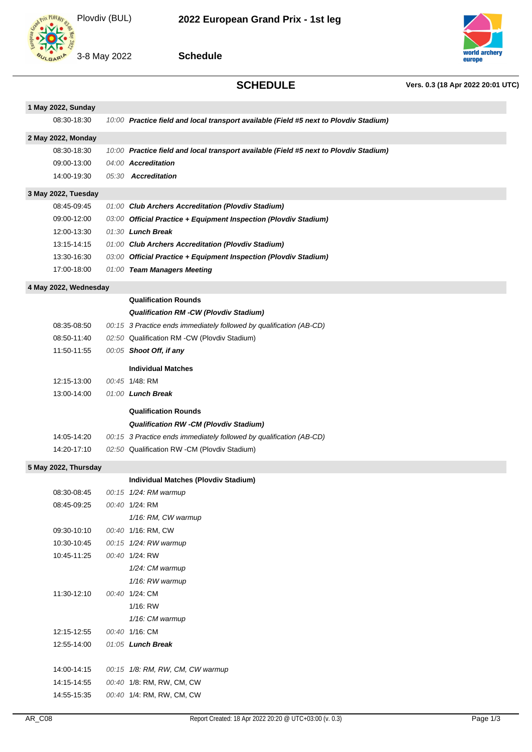Plovdiv (BUL)

3-8 May 2022

# 2022 European Grand Prix - 1st leg

## Schedule

## SCHEDULE

**Vers. 0.3 (18 Apr 2022 20:01 UTC)**

### 1 May 2022, Sunday

| Time | Duration | Event |
|---|---|---|
| 08:30-18:30 | *10:00* | ***Practice field and local transport available (Field #5 next to Plovdiv Stadium)*** |

### 2 May 2022, Monday

| Time | Duration | Event |
|---|---|---|
| 08:30-18:30 | *10:00* | ***Practice field and local transport available (Field #5 next to Plovdiv Stadium)*** |
| 09:00-13:00 | *04:00* | ***Accreditation*** |
| 14:00-19:30 | *05:30* | ***Accreditation*** |

### 3 May 2022, Tuesday

| Time | Duration | Event |
|---|---|---|
| 08:45-09:45 | *01:00* | ***Club Archers Accreditation (Plovdiv Stadium)*** |
| 09:00-12:00 | *03:00* | ***Official Practice + Equipment Inspection (Plovdiv Stadium)*** |
| 12:00-13:30 | *01:30* | ***Lunch Break*** |
| 13:15-14:15 | *01:00* | ***Club Archers Accreditation (Plovdiv Stadium)*** |
| 13:30-16:30 | *03:00* | ***Official Practice + Equipment Inspection (Plovdiv Stadium)*** |
| 17:00-18:00 | *01:00* | ***Team Managers Meeting*** |

### 4 May 2022, Wednesday

| Time | Duration | Event |
|---|---|---|
| | | **Qualification Rounds** |
| | | ***Qualification RM -CW (Plovdiv Stadium)*** |
| 08:35-08:50 | *00:15* | *3 Practice ends immediately followed by qualification (AB-CD)* |
| 08:50-11:40 | *02:50* | Qualification RM -CW (Plovdiv Stadium) |
| 11:50-11:55 | *00:05* | ***Shoot Off, if any*** |
| | | **Individual Matches** |
| 12:15-13:00 | *00:45* | 1/48: RM |
| 13:00-14:00 | *01:00* | ***Lunch Break*** |
| | | **Qualification Rounds** |
| | | ***Qualification RW -CM (Plovdiv Stadium)*** |
| 14:05-14:20 | *00:15* | *3 Practice ends immediately followed by qualification (AB-CD)* |
| 14:20-17:10 | *02:50* | Qualification RW -CM (Plovdiv Stadium) |

### 5 May 2022, Thursday

| Time | Duration | Event |
|---|---|---|
| | | **Individual Matches (Plovdiv Stadium)** |
| 08:30-08:45 | *00:15* | *1/24: RM warmup* |
| 08:45-09:25 | *00:40* | 1/24: RM |
| | | *1/16: RM, CW warmup* |
| 09:30-10:10 | *00:40* | 1/16: RM, CW |
| 10:30-10:45 | *00:15* | *1/24: RW warmup* |
| 10:45-11:25 | *00:40* | 1/24: RW |
| | | *1/24: CM warmup* |
| | | *1/16: RW warmup* |
| 11:30-12:10 | *00:40* | 1/24: CM |
| | | 1/16: RW |
| | | *1/16: CM warmup* |
| 12:15-12:55 | *00:40* | 1/16: CM |
| 12:55-14:00 | *01:05* | ***Lunch Break*** |
| 14:00-14:15 | *00:15* | *1/8: RM, RW, CM, CW warmup* |
| 14:15-14:55 | *00:40* | 1/8: RM, RW, CM, CW |
| 14:55-15:35 | *00:40* | 1/4: RM, RW, CM, CW |

AR_C08 Report Created: 18 Apr 2022 20:20 @ UTC+03:00 (v. 0.3)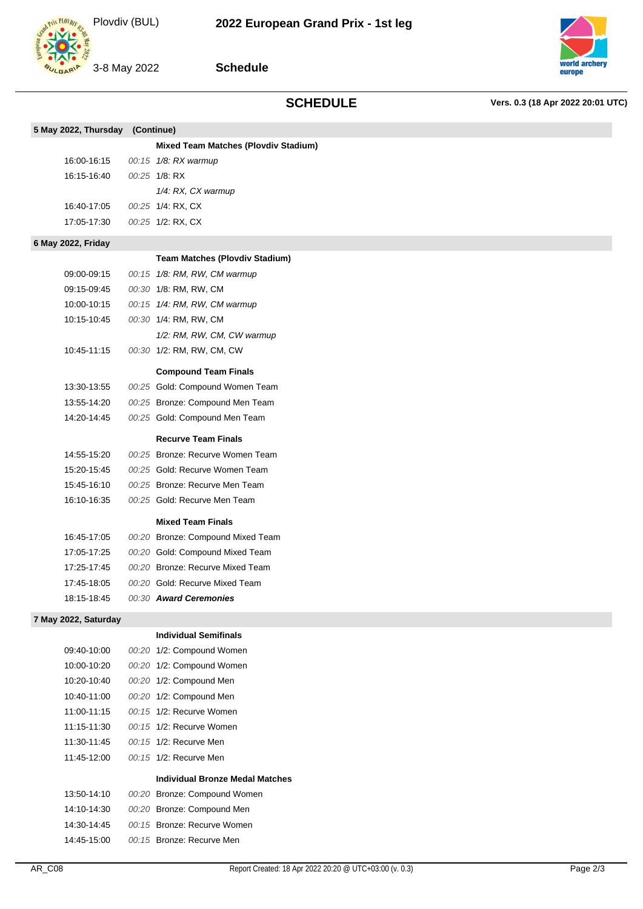# SCHEDULE

Vers. 0.3 (18 Apr 2022 20:01 UTC)

| | | |
|---|---|---|
| **5 May 2022, Thursday (Continue)** | | |
| | | **Mixed Team Matches (Plovdiv Stadium)** |
| 16:00-16:15 | *00:15* | *1/8: RX warmup* |
| 16:15-16:40 | *00:25* | 1/8: RX |
| | | *1/4: RX, CX warmup* |
| 16:40-17:05 | *00:25* | 1/4: RX, CX |
| 17:05-17:30 | *00:25* | 1/2: RX, CX |
| **6 May 2022, Friday** | | |
| | | **Team Matches (Plovdiv Stadium)** |
| 09:00-09:15 | *00:15* | *1/8: RM, RW, CM warmup* |
| 09:15-09:45 | *00:30* | 1/8: RM, RW, CM |
| 10:00-10:15 | *00:15* | *1/4: RM, RW, CM warmup* |
| 10:15-10:45 | *00:30* | 1/4: RM, RW, CM |
| | | *1/2: RM, RW, CM, CW warmup* |
| 10:45-11:15 | *00:30* | 1/2: RM, RW, CM, CW |
| | | **Compound Team Finals** |
| 13:30-13:55 | *00:25* | Gold: Compound Women Team |
| 13:55-14:20 | *00:25* | Bronze: Compound Men Team |
| 14:20-14:45 | *00:25* | Gold: Compound Men Team |
| | | **Recurve Team Finals** |
| 14:55-15:20 | *00:25* | Bronze: Recurve Women Team |
| 15:20-15:45 | *00:25* | Gold: Recurve Women Team |
| 15:45-16:10 | *00:25* | Bronze: Recurve Men Team |
| 16:10-16:35 | *00:25* | Gold: Recurve Men Team |
| | | **Mixed Team Finals** |
| 16:45-17:05 | *00:20* | Bronze: Compound Mixed Team |
| 17:05-17:25 | *00:20* | Gold: Compound Mixed Team |
| 17:25-17:45 | *00:20* | Bronze: Recurve Mixed Team |
| 17:45-18:05 | *00:20* | Gold: Recurve Mixed Team |
| 18:15-18:45 | *00:30* | ***Award Ceremonies*** |
| **7 May 2022, Saturday** | | |
| | | **Individual Semifinals** |
| 09:40-10:00 | *00:20* | 1/2: Compound Women |
| 10:00-10:20 | *00:20* | 1/2: Compound Women |
| 10:20-10:40 | *00:20* | 1/2: Compound Men |
| 10:40-11:00 | *00:20* | 1/2: Compound Men |
| 11:00-11:15 | *00:15* | 1/2: Recurve Women |
| 11:15-11:30 | *00:15* | 1/2: Recurve Women |
| 11:30-11:45 | *00:15* | 1/2: Recurve Men |
| 11:45-12:00 | *00:15* | 1/2: Recurve Men |
| | | **Individual Bronze Medal Matches** |
| 13:50-14:10 | *00:20* | Bronze: Compound Women |
| 14:10-14:30 | *00:20* | Bronze: Compound Men |
| 14:30-14:45 | *00:15* | Bronze: Recurve Women |
| 14:45-15:00 | *00:15* | Bronze: Recurve Men |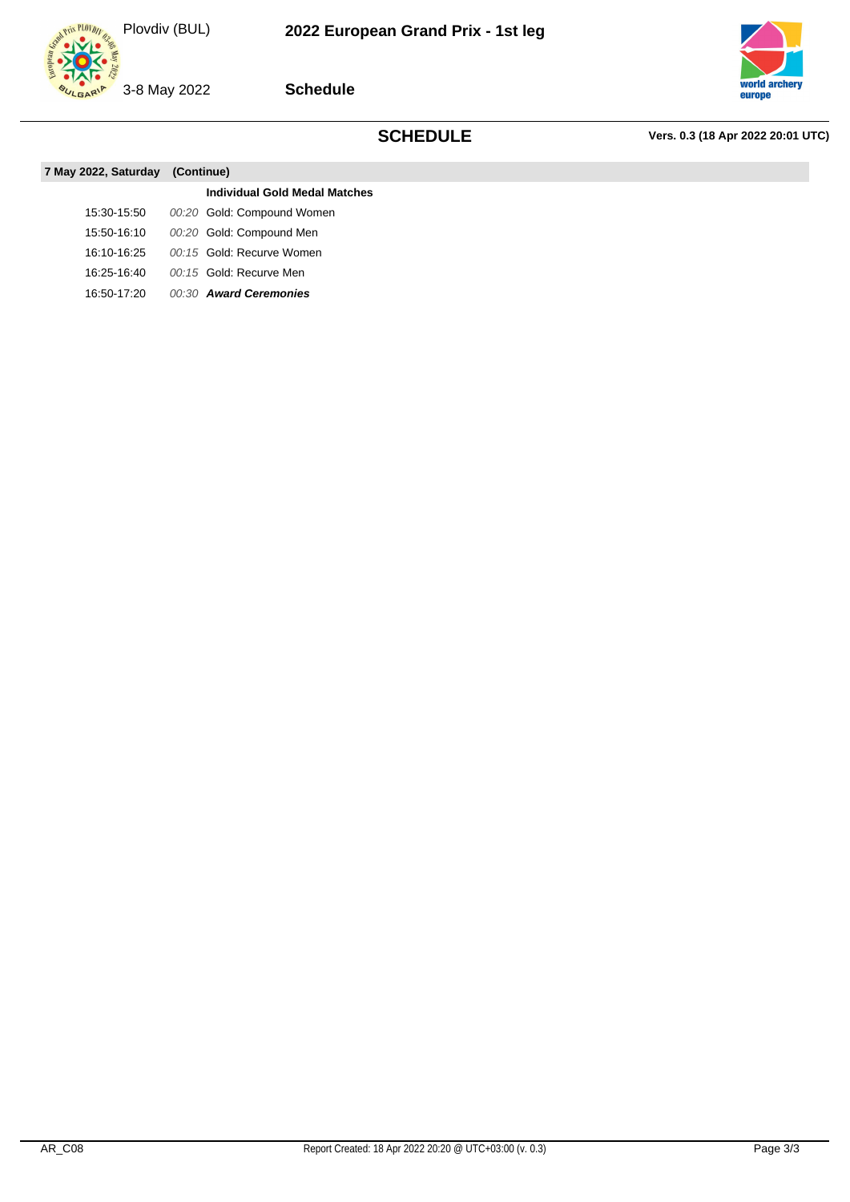## SCHEDULE

**Vers. 0.3 (18 Apr 2022 20:01 UTC)**

| | | |
|---|---|---|
| **7 May 2022, Saturday** | **(Continue)** | |
| | | **Individual Gold Medal Matches** |
| 15:30-15:50 | *00:20* | Gold: Compound Women |
| 15:50-16:10 | *00:20* | Gold: Compound Men |
| 16:10-16:25 | *00:15* | Gold: Recurve Women |
| 16:25-16:40 | *00:15* | Gold: Recurve Men |
| 16:50-17:20 | *00:30* | ***Award Ceremonies*** |